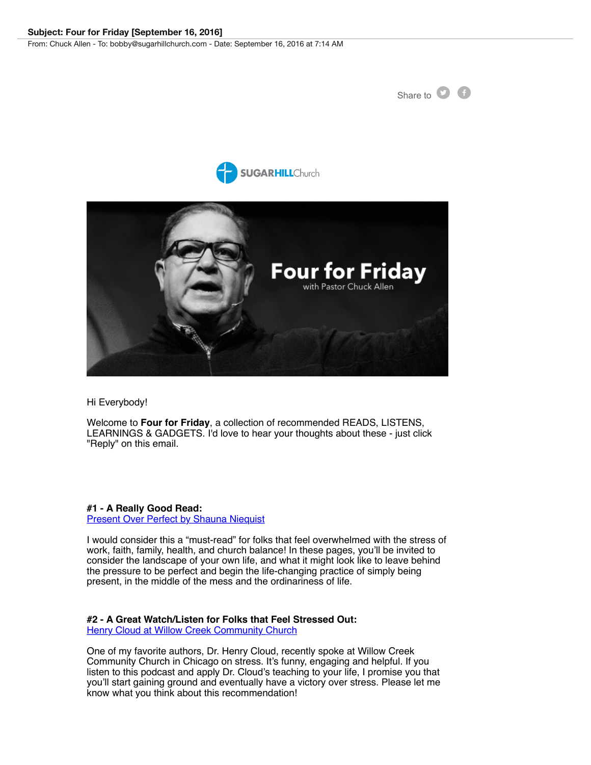**Subject: Four for Friday [September 16, 2016]**

From: Chuck Allen - To: bobby@sugarhillchurch.com - Date: September 16, 2016 at 7:14 AM

Share to

Hi Everybody!

Welcome to **Four for Friday**, a collection of recommended READS, LISTENS, LEARNINGS & GADGETS. I'd love to hear your thoughts about these - just click "Reply" on this email.

**#1 - A Really Good Read:**
Present Over Perfect by Shauna Niequist

I would consider this a "must-read" for folks that feel overwhelmed with the stress of work, faith, family, health, and church balance! In these pages, you'll be invited to consider the landscape of your own life, and what it might look like to leave behind the pressure to be perfect and begin the life-changing practice of simply being present, in the middle of the mess and the ordinariness of life.

**#2 - A Great Watch/Listen for Folks that Feel Stressed Out:**
Henry Cloud at Willow Creek Community Church

One of my favorite authors, Dr. Henry Cloud, recently spoke at Willow Creek Community Church in Chicago on stress. It's funny, engaging and helpful. If you listen to this podcast and apply Dr. Cloud's teaching to your life, I promise you that you'll start gaining ground and eventually have a victory over stress. Please let me know what you think about this recommendation!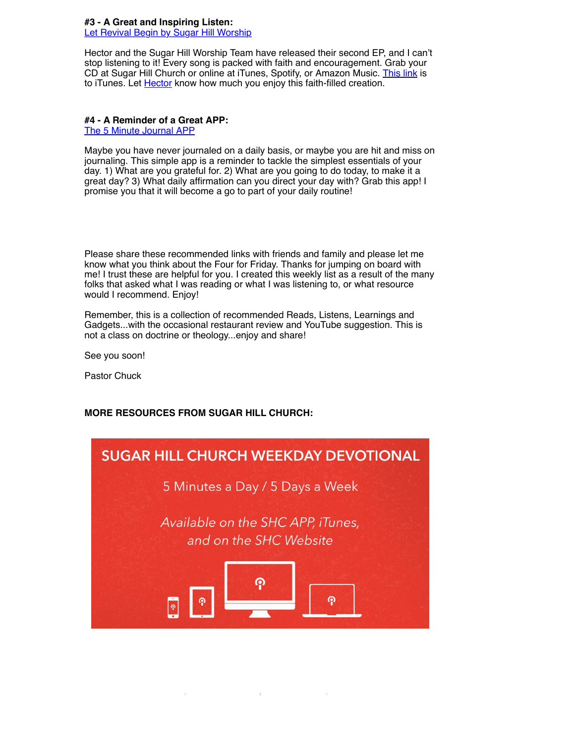**#3 - A Great and Inspiring Listen:**
Let Revival Begin by Sugar Hill Worship

Hector and the Sugar Hill Worship Team have released their second EP, and I can't stop listening to it! Every song is packed with faith and encouragement. Grab your CD at Sugar Hill Church or online at iTunes, Spotify, or Amazon Music. This link is to iTunes. Let Hector know how much you enjoy this faith-filled creation.

**#4 - A Reminder of a Great APP:**
The 5 Minute Journal APP

Maybe you have never journaled on a daily basis, or maybe you are hit and miss on journaling. This simple app is a reminder to tackle the simplest essentials of your day. 1) What are you grateful for. 2) What are you going to do today, to make it a great day? 3) What daily affirmation can you direct your day with? Grab this app! I promise you that it will become a go to part of your daily routine!

Please share these recommended links with friends and family and please let me know what you think about the Four for Friday. Thanks for jumping on board with me! I trust these are helpful for you. I created this weekly list as a result of the many folks that asked what I was reading or what I was listening to, or what resource would I recommend. Enjoy!

Remember, this is a collection of recommended Reads, Listens, Learnings and Gadgets...with the occasional restaurant review and YouTube suggestion. This is not a class on doctrine or theology...enjoy and share!

See you soon!

Pastor Chuck

**MORE RESOURCES FROM SUGAR HILL CHURCH:**

SUGAR HILL CHURCH WEEKDAY DEVOTIONAL

5 Minutes a Day / 5 Days a Week

*Available on the SHC APP, iTunes, and on the SHC Website*